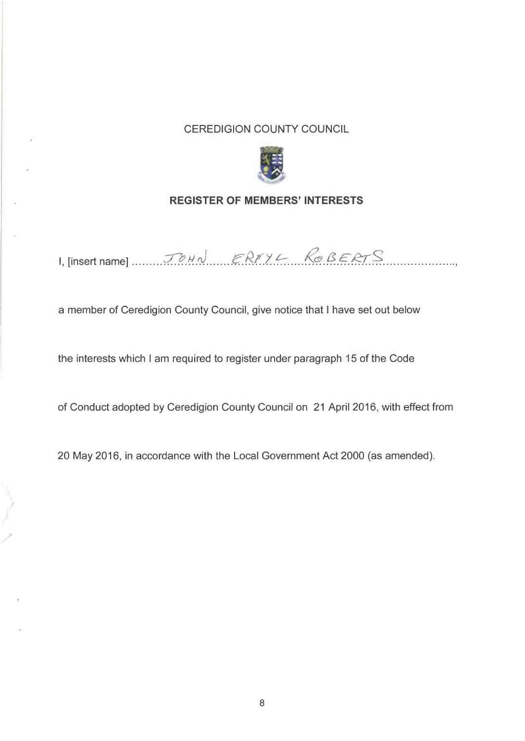CEREDIGION COUNTY COUNCIL

**REGISTER OF MEMBERS' INTERESTS**

I, [insert name] ........JOHN ERYL ROBERTS........................,

a member of Ceredigion County Council, give notice that I have set out below

the interests which I am required to register under paragraph 15 of the Code

of Conduct adopted by Ceredigion County Council on 21 April 2016, with effect from

20 May 2016, in accordance with the Local Government Act 2000 (as amended).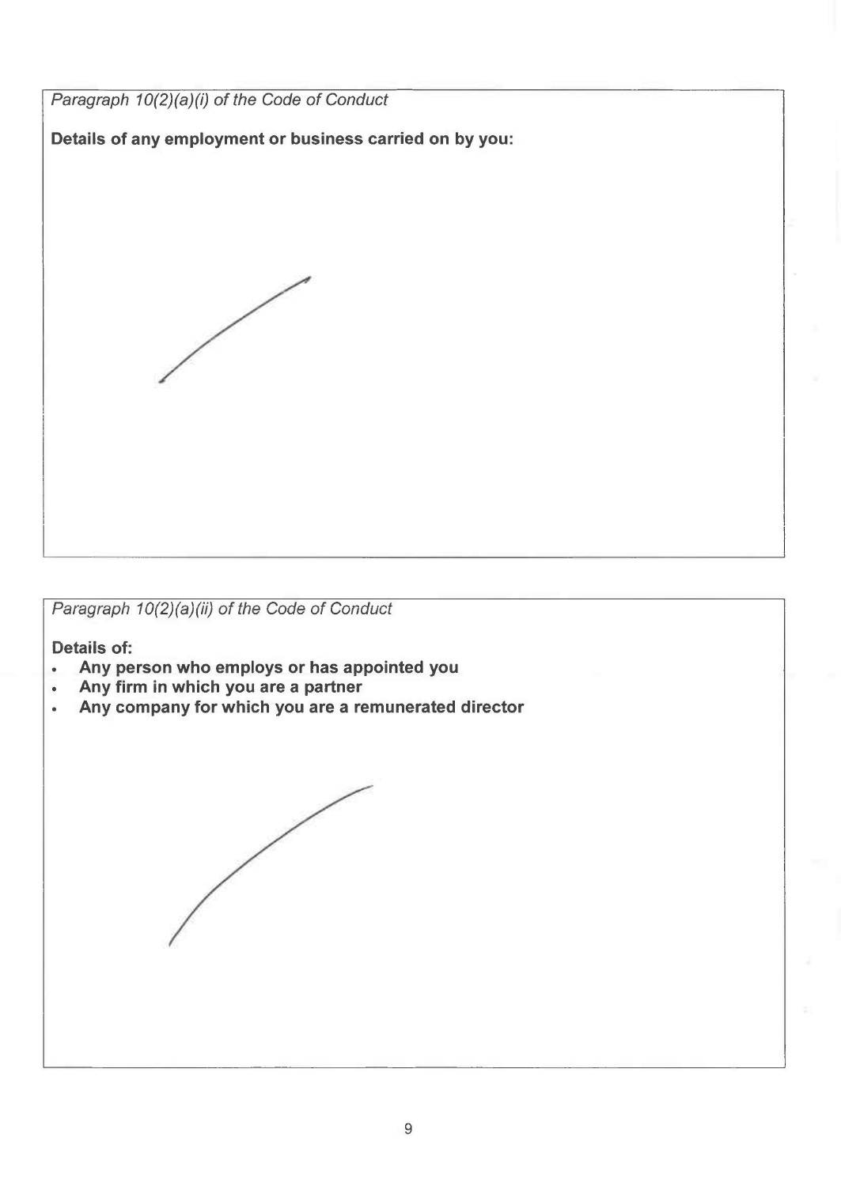*Paragraph 10(2)(a)(i) of the Code of Conduct*

**Details of any employment or business carried on by you:**

*Paragraph 10(2)(a)(ii) of the Code of Conduct*

**Details of:**

- **Any person who employs or has appointed you**
- **Any firm in which you are a partner**
- **Any company for which you are a remunerated director**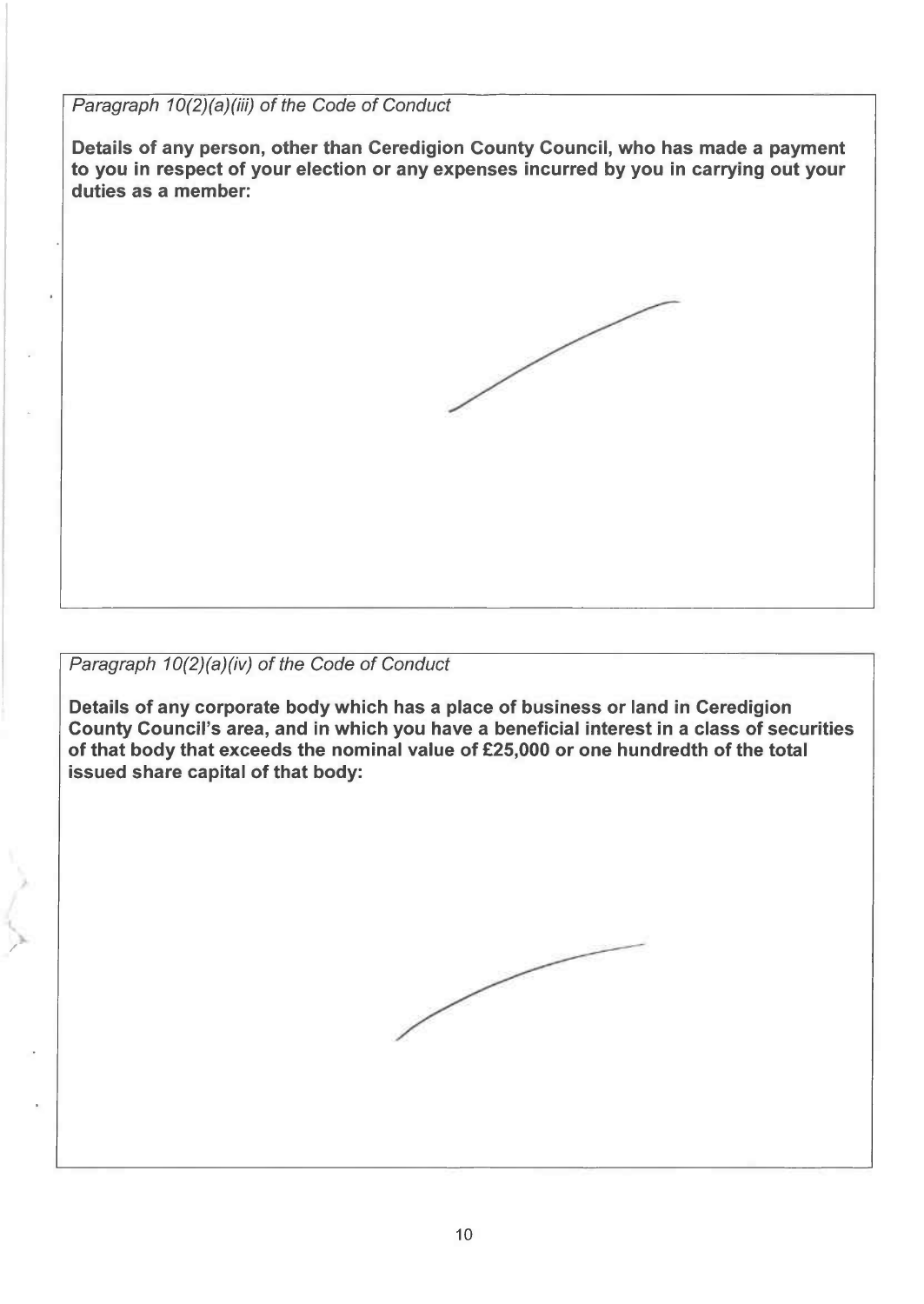*Paragraph 10(2)(a)(iii) of the Code of Conduct*

**Details of any person, other than Ceredigion County Council, who has made a payment to you in respect of your election or any expenses incurred by you in carrying out your duties as a member:**

*Paragraph 10(2)(a)(iv) of the Code of Conduct*

**Details of any corporate body which has a place of business or land in Ceredigion County Council's area, and in which you have a beneficial interest in a class of securities of that body that exceeds the nominal value of £25,000 or one hundredth of the total issued share capital of that body:**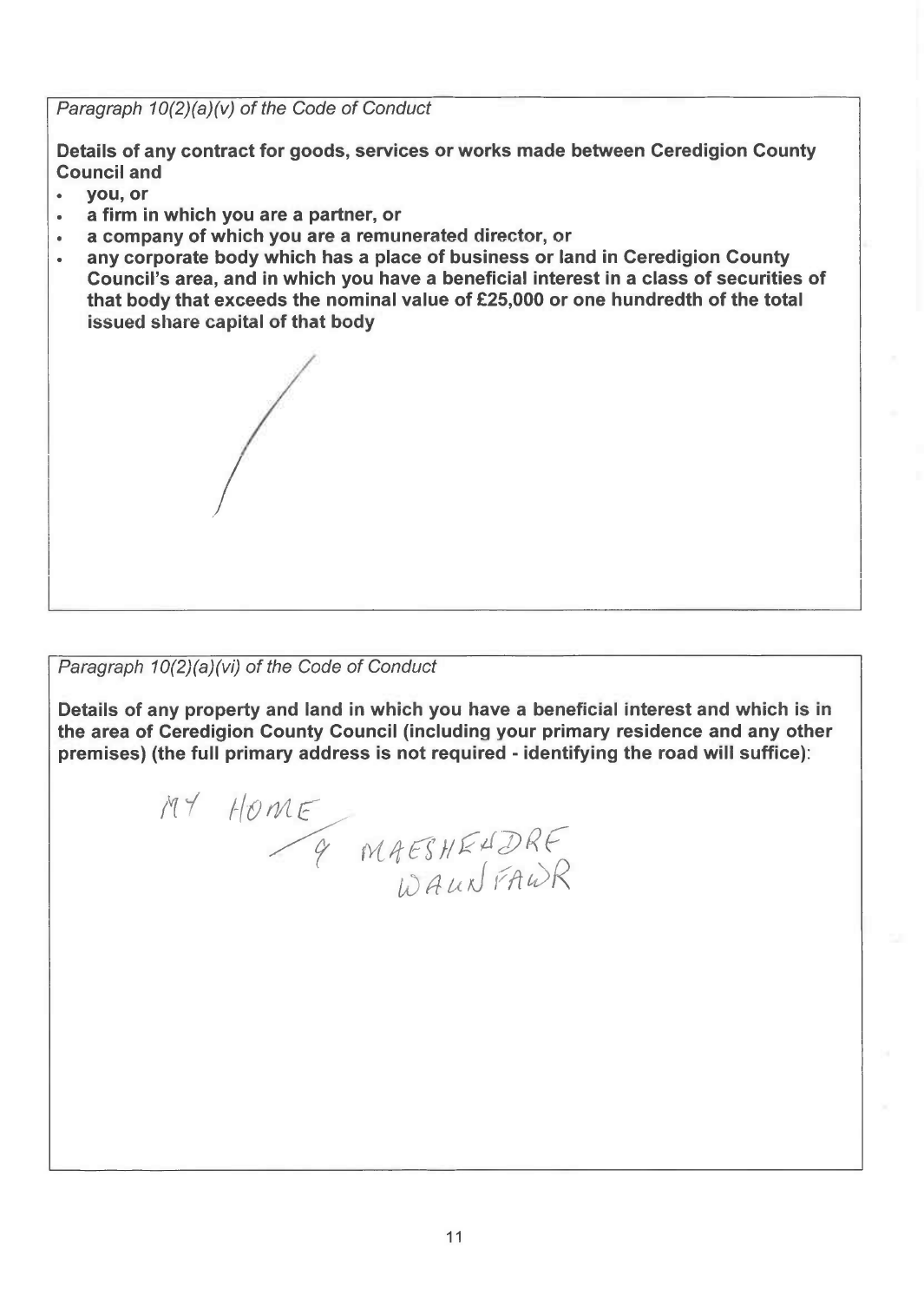*Paragraph 10(2)(a)(v) of the Code of Conduct*

**Details of any contract for goods, services or works made between Ceredigion County Council and**

- **you, or**
- **a firm in which you are a partner, or**
- **a company of which you are a remunerated director, or**
- **any corporate body which has a place of business or land in Ceredigion County Council's area, and in which you have a beneficial interest in a class of securities of that body that exceeds the nominal value of £25,000 or one hundredth of the total issued share capital of that body**

/

*Paragraph 10(2)(a)(vi) of the Code of Conduct*

**Details of any property and land in which you have a beneficial interest and which is in the area of Ceredigion County Council (including your primary residence and any other premises) (the full primary address is not required - identifying the road will suffice):**

MY HOME / 9 MAESHENDRE WAUNFAWR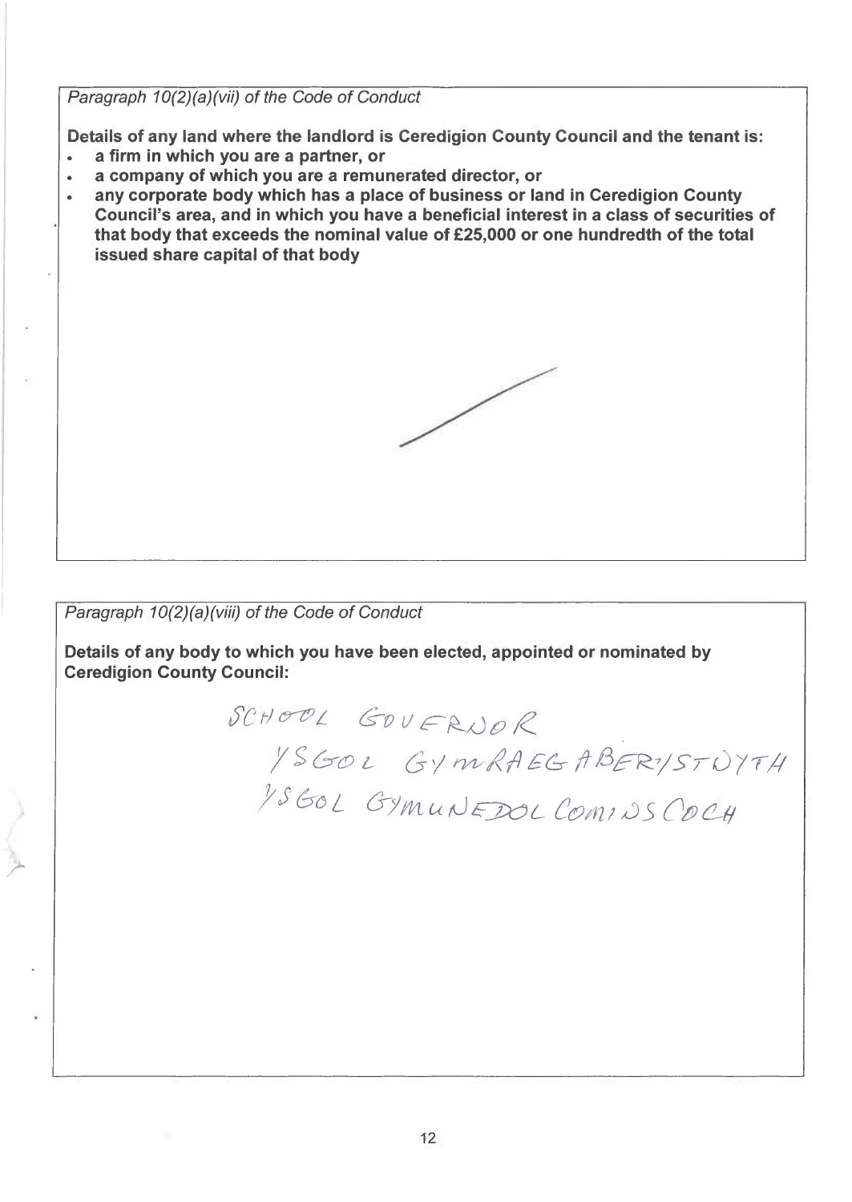*Paragraph 10(2)(a)(vii) of the Code of Conduct*

**Details of any land where the landlord is Ceredigion County Council and the tenant is:**

- **a firm in which you are a partner, or**
- **a company of which you are a remunerated director, or**
- **any corporate body which has a place of business or land in Ceredigion County Council's area, and in which you have a beneficial interest in a class of securities of that body that exceeds the nominal value of £25,000 or one hundredth of the total issued share capital of that body**

*Paragraph 10(2)(a)(viii) of the Code of Conduct*

**Details of any body to which you have been elected, appointed or nominated by Ceredigion County Council:**

SCHOOL GOVERNOR
YSGOL GYMRAEG ABERYSTWYTH
YSGOL GYMUNEDOL COMINS COCH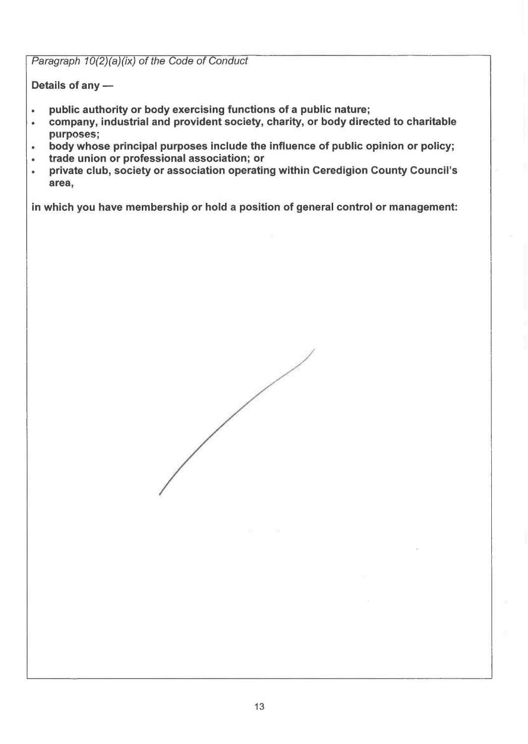*Paragraph 10(2)(a)(ix) of the Code of Conduct*

**Details of any —**

- **public authority or body exercising functions of a public nature;**
- **company, industrial and provident society, charity, or body directed to charitable purposes;**
- **body whose principal purposes include the influence of public opinion or policy;**
- **trade union or professional association; or**
- **private club, society or association operating within Ceredigion County Council's area,**

**in which you have membership or hold a position of general control or management:**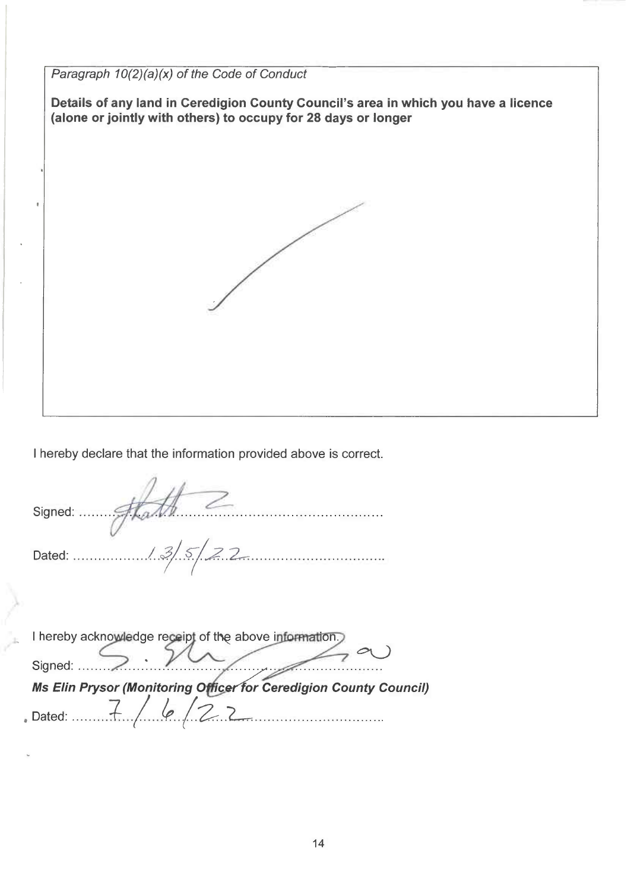*Paragraph 10(2)(a)(x) of the Code of Conduct*

**Details of any land in Ceredigion County Council's area in which you have a licence (alone or jointly with others) to occupy for 28 days or longer**

I hereby declare that the information provided above is correct.

Signed: ............................................................

Dated: 13/5/22

I hereby acknowledge receipt of the above information.

Signed: ............................................................

***Ms Elin Prysor (Monitoring Officer for Ceredigion County Council)***

Dated: 7/6/22